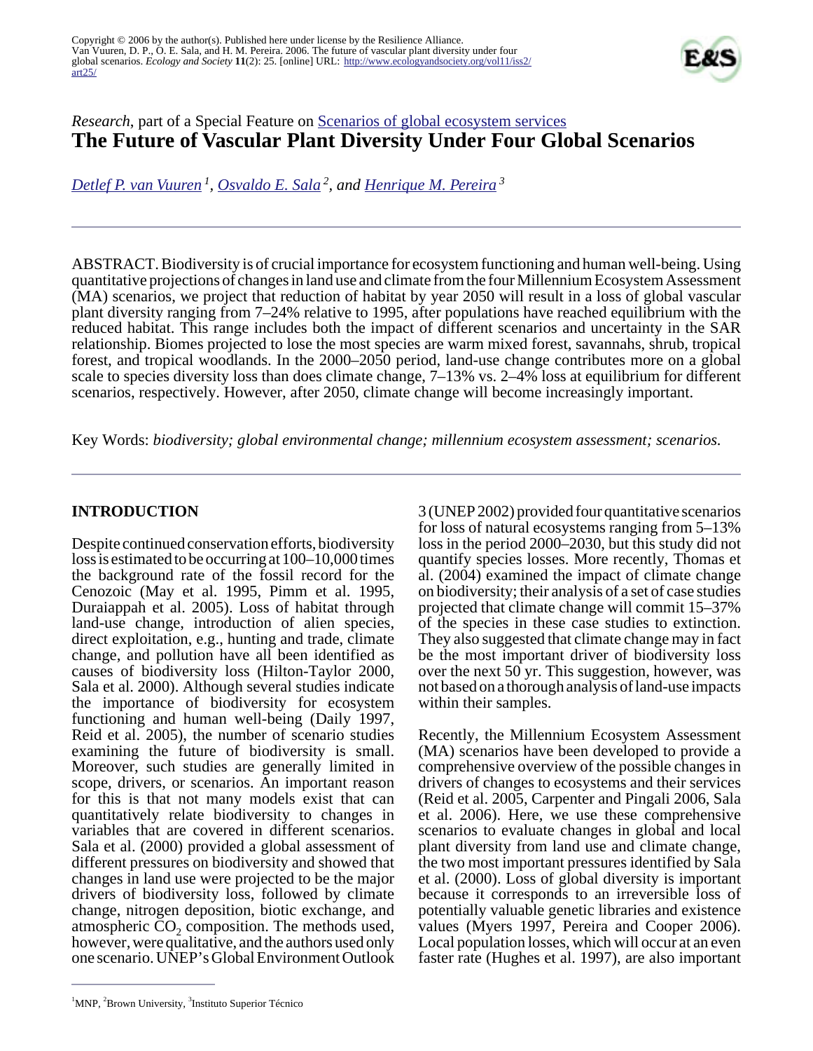Copyright © 2006 by the author(s). Published here under license by the Resilience Alliance.
Van Vuuren, D. P., O. E. Sala, and H. M. Pereira. 2006. The future of vascular plant diversity under four global scenarios. *Ecology and Society* **11**(2): 25. [online] URL: http://www.ecologyandsociety.org/vol11/iss2/art25/

*Research*, part of a Special Feature on Scenarios of global ecosystem services

# The Future of Vascular Plant Diversity Under Four Global Scenarios

*Detlef P. van Vuuren [1], Osvaldo E. Sala [2], and Henrique M. Pereira [3]*

ABSTRACT. Biodiversity is of crucial importance for ecosystem functioning and human well-being. Using quantitative projections of changes in land use and climate from the four Millennium Ecosystem Assessment (MA) scenarios, we project that reduction of habitat by year 2050 will result in a loss of global vascular plant diversity ranging from 7–24% relative to 1995, after populations have reached equilibrium with the reduced habitat. This range includes both the impact of different scenarios and uncertainty in the SAR relationship. Biomes projected to lose the most species are warm mixed forest, savannahs, shrub, tropical forest, and tropical woodlands. In the 2000–2050 period, land-use change contributes more on a global scale to species diversity loss than does climate change, 7–13% vs. 2–4% loss at equilibrium for different scenarios, respectively. However, after 2050, climate change will become increasingly important.

Key Words: *biodiversity; global environmental change; millennium ecosystem assessment; scenarios.*

## INTRODUCTION

Despite continued conservation efforts, biodiversity loss is estimated to be occurring at 100–10,000 times the background rate of the fossil record for the Cenozoic (May et al. 1995, Pimm et al. 1995, Duraiappah et al. 2005). Loss of habitat through land-use change, introduction of alien species, direct exploitation, e.g., hunting and trade, climate change, and pollution have all been identified as causes of biodiversity loss (Hilton-Taylor 2000, Sala et al. 2000). Although several studies indicate the importance of biodiversity for ecosystem functioning and human well-being (Daily 1997, Reid et al. 2005), the number of scenario studies examining the future of biodiversity is small. Moreover, such studies are generally limited in scope, drivers, or scenarios. An important reason for this is that not many models exist that can quantitatively relate biodiversity to changes in variables that are covered in different scenarios. Sala et al. (2000) provided a global assessment of different pressures on biodiversity and showed that changes in land use were projected to be the major drivers of biodiversity loss, followed by climate change, nitrogen deposition, biotic exchange, and atmospheric $CO_2$ composition. The methods used, however, were qualitative, and the authors used only one scenario. UNEP's Global Environment Outlook 3 (UNEP 2002) provided four quantitative scenarios for loss of natural ecosystems ranging from 5–13% loss in the period 2000–2030, but this study did not quantify species losses. More recently, Thomas et al. (2004) examined the impact of climate change on biodiversity; their analysis of a set of case studies projected that climate change will commit 15–37% of the species in these case studies to extinction. They also suggested that climate change may in fact be the most important driver of biodiversity loss over the next 50 yr. This suggestion, however, was not based on a thorough analysis of land-use impacts within their samples.

Recently, the Millennium Ecosystem Assessment (MA) scenarios have been developed to provide a comprehensive overview of the possible changes in drivers of changes to ecosystems and their services (Reid et al. 2005, Carpenter and Pingali 2006, Sala et al. 2006). Here, we use these comprehensive scenarios to evaluate changes in global and local plant diversity from land use and climate change, the two most important pressures identified by Sala et al. (2000). Loss of global diversity is important because it corresponds to an irreversible loss of potentially valuable genetic libraries and existence values (Myers 1997, Pereira and Cooper 2006). Local population losses, which will occur at an even faster rate (Hughes et al. 1997), are also important

[1] MNP, [2] Brown University, [3] Instituto Superior Técnico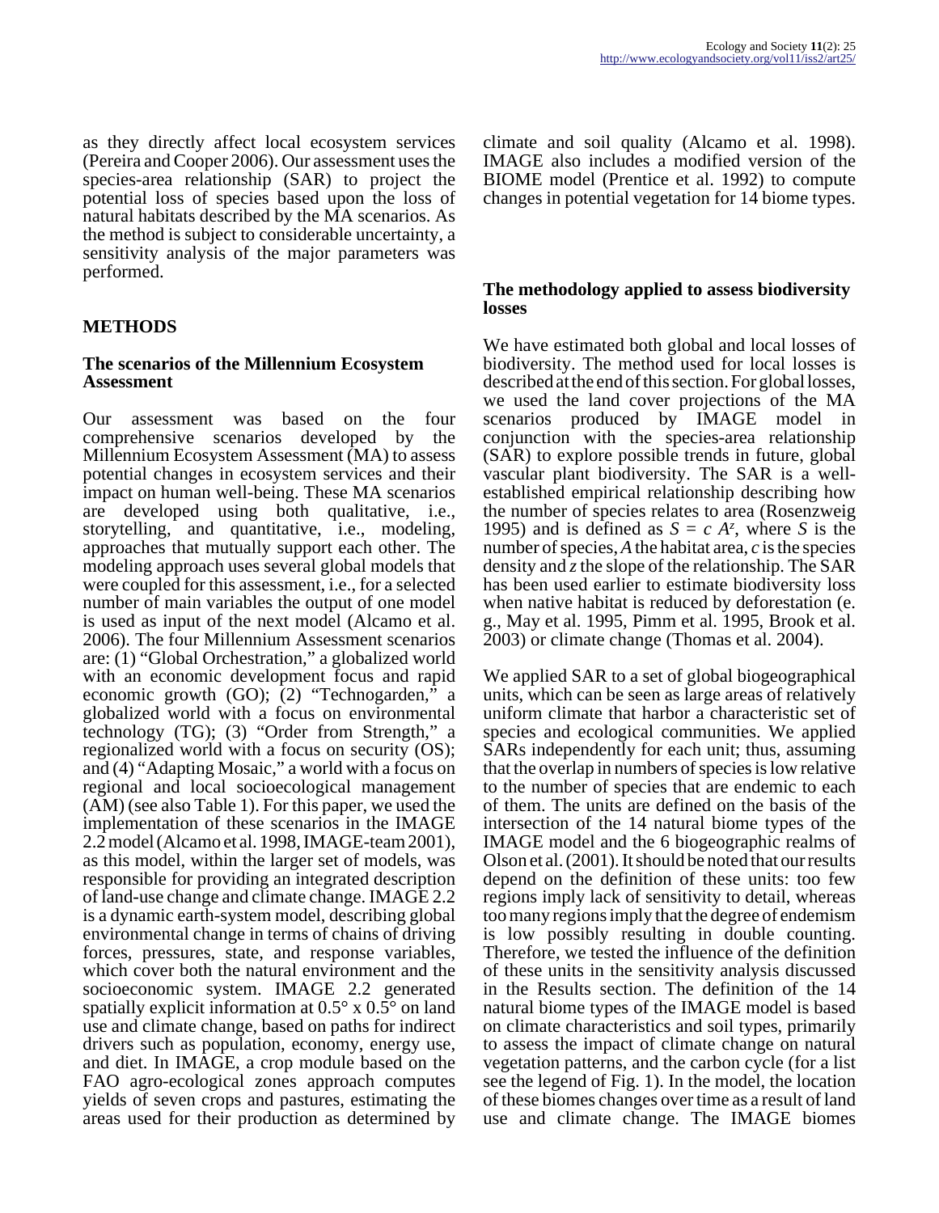as they directly affect local ecosystem services (Pereira and Cooper 2006). Our assessment uses the species-area relationship (SAR) to project the potential loss of species based upon the loss of natural habitats described by the MA scenarios. As the method is subject to considerable uncertainty, a sensitivity analysis of the major parameters was performed.

## METHODS

### The scenarios of the Millennium Ecosystem Assessment

Our assessment was based on the four comprehensive scenarios developed by the Millennium Ecosystem Assessment (MA) to assess potential changes in ecosystem services and their impact on human well-being. These MA scenarios are developed using both qualitative, i.e., storytelling, and quantitative, i.e., modeling, approaches that mutually support each other. The modeling approach uses several global models that were coupled for this assessment, i.e., for a selected number of main variables the output of one model is used as input of the next model (Alcamo et al. 2006). The four Millennium Assessment scenarios are: (1) "Global Orchestration," a globalized world with an economic development focus and rapid economic growth (GO); (2) "Technogarden," a globalized world with a focus on environmental technology (TG); (3) "Order from Strength," a regionalized world with a focus on security (OS); and (4) "Adapting Mosaic," a world with a focus on regional and local socioecological management (AM) (see also Table 1). For this paper, we used the implementation of these scenarios in the IMAGE 2.2 model (Alcamo et al. 1998, IMAGE-team 2001), as this model, within the larger set of models, was responsible for providing an integrated description of land-use change and climate change. IMAGE 2.2 is a dynamic earth-system model, describing global environmental change in terms of chains of driving forces, pressures, state, and response variables, which cover both the natural environment and the socioeconomic system. IMAGE 2.2 generated spatially explicit information at 0.5° x 0.5° on land use and climate change, based on paths for indirect drivers such as population, economy, energy use, and diet. In IMAGE, a crop module based on the FAO agro-ecological zones approach computes yields of seven crops and pastures, estimating the areas used for their production as determined by climate and soil quality (Alcamo et al. 1998). IMAGE also includes a modified version of the BIOME model (Prentice et al. 1992) to compute changes in potential vegetation for 14 biome types.

### The methodology applied to assess biodiversity losses

We have estimated both global and local losses of biodiversity. The method used for local losses is described at the end of this section. For global losses, we used the land cover projections of the MA scenarios produced by IMAGE model in conjunction with the species-area relationship (SAR) to explore possible trends in future, global vascular plant biodiversity. The SAR is a well-established empirical relationship describing how the number of species relates to area (Rosenzweig 1995) and is defined as $S = c\, A^z$, where $S$ is the number of species, $A$ the habitat area, $c$ is the species density and $z$ the slope of the relationship. The SAR has been used earlier to estimate biodiversity loss when native habitat is reduced by deforestation (e. g., May et al. 1995, Pimm et al. 1995, Brook et al. 2003) or climate change (Thomas et al. 2004).

We applied SAR to a set of global biogeographical units, which can be seen as large areas of relatively uniform climate that harbor a characteristic set of species and ecological communities. We applied SARs independently for each unit; thus, assuming that the overlap in numbers of species is low relative to the number of species that are endemic to each of them. The units are defined on the basis of the intersection of the 14 natural biome types of the IMAGE model and the 6 biogeographic realms of Olson et al. (2001). It should be noted that our results depend on the definition of these units: too few regions imply lack of sensitivity to detail, whereas too many regions imply that the degree of endemism is low possibly resulting in double counting. Therefore, we tested the influence of the definition of these units in the sensitivity analysis discussed in the Results section. The definition of the 14 natural biome types of the IMAGE model is based on climate characteristics and soil types, primarily to assess the impact of climate change on natural vegetation patterns, and the carbon cycle (for a list see the legend of Fig. 1). In the model, the location of these biomes changes over time as a result of land use and climate change. The IMAGE biomes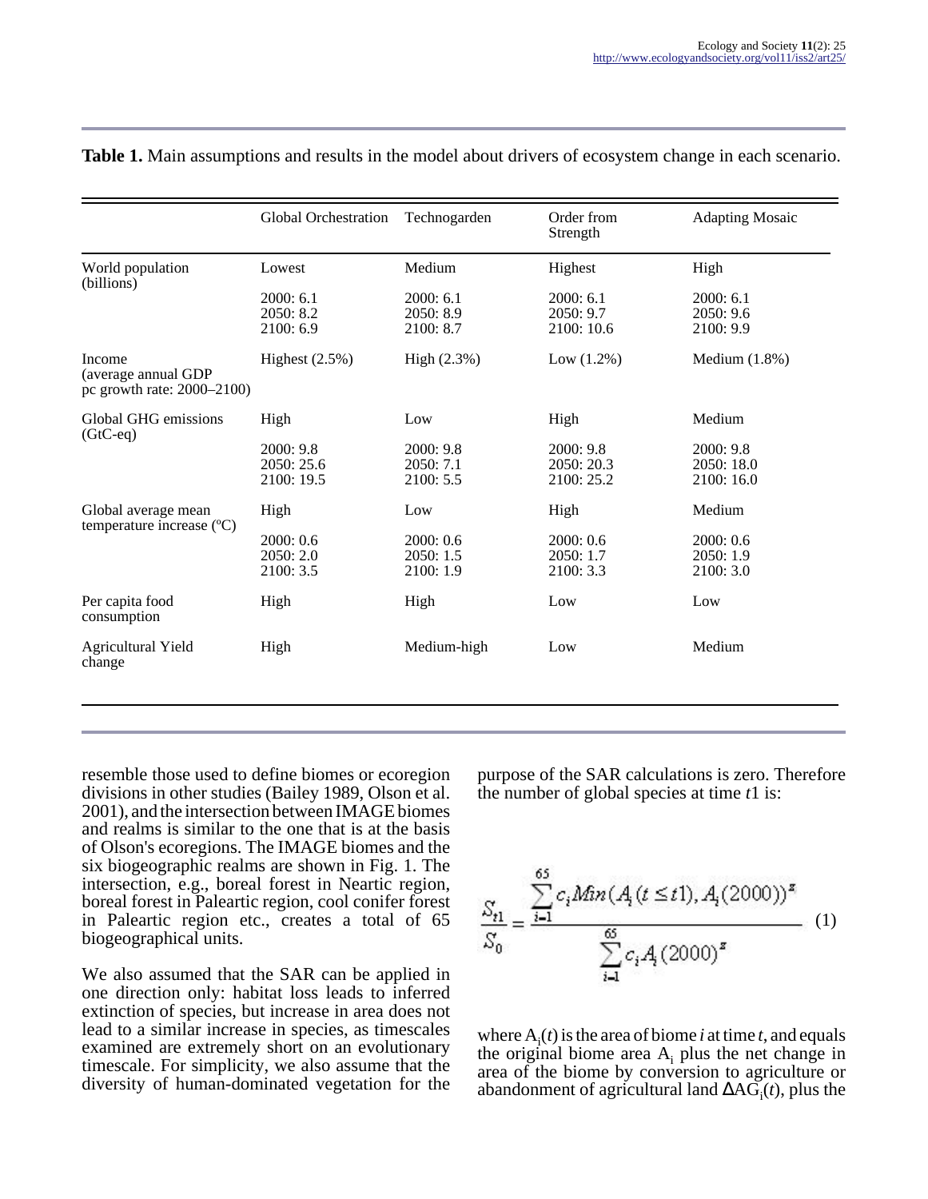**Table 1.** Main assumptions and results in the model about drivers of ecosystem change in each scenario.

| | Global Orchestration | Technogarden | Order from Strength | Adapting Mosaic |
|---|---|---|---|---|
| World population (billions) | Lowest | Medium | Highest | High |
| | 2000: 6.1<br>2050: 8.2<br>2100: 6.9 | 2000: 6.1<br>2050: 8.9<br>2100: 8.7 | 2000: 6.1<br>2050: 9.7<br>2100: 10.6 | 2000: 6.1<br>2050: 9.6<br>2100: 9.9 |
| Income (average annual GDP pc growth rate: 2000–2100) | Highest (2.5%) | High (2.3%) | Low (1.2%) | Medium (1.8%) |
| Global GHG emissions (GtC-eq) | High | Low | High | Medium |
| | 2000: 9.8<br>2050: 25.6<br>2100: 19.5 | 2000: 9.8<br>2050: 7.1<br>2100: 5.5 | 2000: 9.8<br>2050: 20.3<br>2100: 25.2 | 2000: 9.8<br>2050: 18.0<br>2100: 16.0 |
| Global average mean temperature increase (ºC) | High | Low | High | Medium |
| | 2000: 0.6<br>2050: 2.0<br>2100: 3.5 | 2000: 0.6<br>2050: 1.5<br>2100: 1.9 | 2000: 0.6<br>2050: 1.7<br>2100: 3.3 | 2000: 0.6<br>2050: 1.9<br>2100: 3.0 |
| Per capita food consumption | High | High | Low | Low |
| Agricultural Yield change | High | Medium-high | Low | Medium |

resemble those used to define biomes or ecoregion divisions in other studies (Bailey 1989, Olson et al. 2001), and the intersection between IMAGE biomes and realms is similar to the one that is at the basis of Olson's ecoregions. The IMAGE biomes and the six biogeographic realms are shown in Fig. 1. The intersection, e.g., boreal forest in Neartic region, boreal forest in Paleartic region, cool conifer forest in Paleartic region etc., creates a total of 65 biogeographical units.

We also assumed that the SAR can be applied in one direction only: habitat loss leads to inferred extinction of species, but increase in area does not lead to a similar increase in species, as timescales examined are extremely short on an evolutionary timescale. For simplicity, we also assume that the diversity of human-dominated vegetation for the purpose of the SAR calculations is zero. Therefore the number of global species at time $t1$ is:

$$\frac{S_{t1}}{S_0} = \frac{\sum_{i=1}^{65} c_i Min(A_i(t \leq t1), A_i(2000))^z}{\sum_{i=1}^{65} c_i A_i(2000)^z} \quad (1)$$

where $A_i(t)$ is the area of biome $i$ at time $t$, and equals the original biome area $A_i$ plus the net change in area of the biome by conversion to agriculture or abandonment of agricultural land $\Delta AG_i(t)$, plus the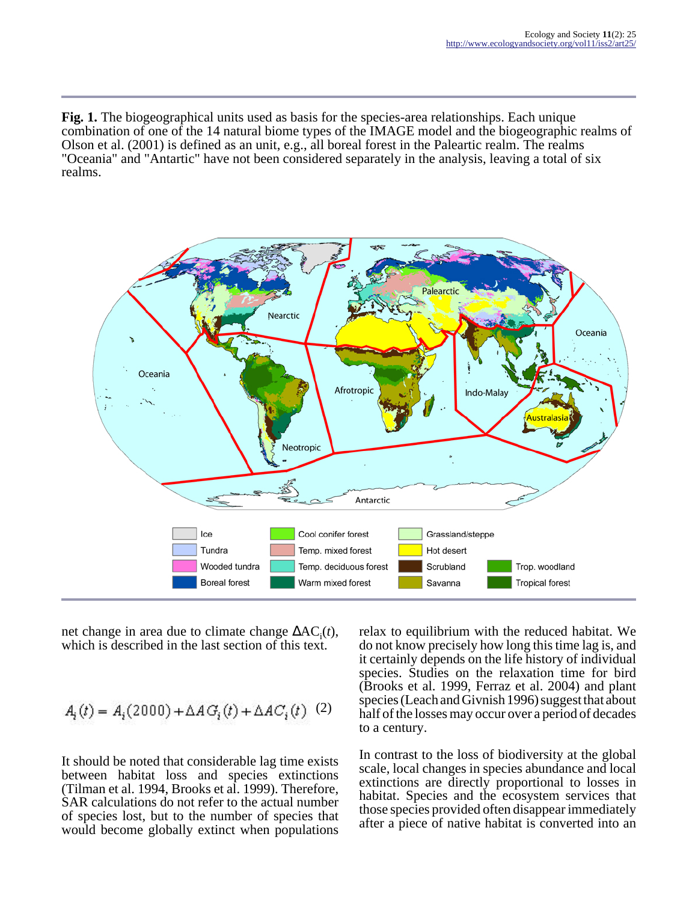**Fig. 1.** The biogeographical units used as basis for the species-area relationships. Each unique combination of one of the 14 natural biome types of the IMAGE model and the biogeographic realms of Olson et al. (2001) is defined as an unit, e.g., all boreal forest in the Paleartic realm. The realms "Oceania" and "Antartic" have not been considered separately in the analysis, leaving a total of six realms.

net change in area due to climate change $\Delta AC_i(t)$, which is described in the last section of this text.

$$A_i(t) = A_i(2000) + \Delta AG_i(t) + \Delta AC_i(t) \quad (2)$$

It should be noted that considerable lag time exists between habitat loss and species extinctions (Tilman et al. 1994, Brooks et al. 1999). Therefore, SAR calculations do not refer to the actual number of species lost, but to the number of species that would become globally extinct when populations relax to equilibrium with the reduced habitat. We do not know precisely how long this time lag is, and it certainly depends on the life history of individual species. Studies on the relaxation time for bird (Brooks et al. 1999, Ferraz et al. 2004) and plant species (Leach and Givnish 1996) suggest that about half of the losses may occur over a period of decades to a century.

In contrast to the loss of biodiversity at the global scale, local changes in species abundance and local extinctions are directly proportional to losses in habitat. Species and the ecosystem services that those species provided often disappear immediately after a piece of native habitat is converted into an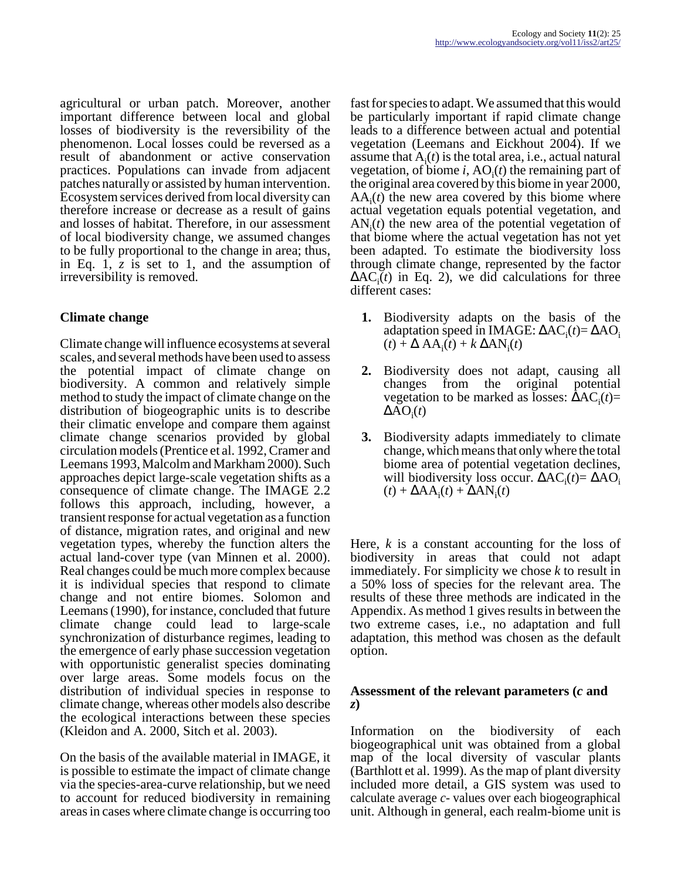agricultural or urban patch. Moreover, another important difference between local and global losses of biodiversity is the reversibility of the phenomenon. Local losses could be reversed as a result of abandonment or active conservation practices. Populations can invade from adjacent patches naturally or assisted by human intervention. Ecosystem services derived from local diversity can therefore increase or decrease as a result of gains and losses of habitat. Therefore, in our assessment of local biodiversity change, we assumed changes to be fully proportional to the change in area; thus, in Eq. 1, $z$ is set to 1, and the assumption of irreversibility is removed.

### Climate change

Climate change will influence ecosystems at several scales, and several methods have been used to assess the potential impact of climate change on biodiversity. A common and relatively simple method to study the impact of climate change on the distribution of biogeographic units is to describe their climatic envelope and compare them against climate change scenarios provided by global circulation models (Prentice et al. 1992, Cramer and Leemans 1993, Malcolm and Markham 2000). Such approaches depict large-scale vegetation shifts as a consequence of climate change. The IMAGE 2.2 follows this approach, including, however, a transient response for actual vegetation as a function of distance, migration rates, and original and new vegetation types, whereby the function alters the actual land-cover type (van Minnen et al. 2000). Real changes could be much more complex because it is individual species that respond to climate change and not entire biomes. Solomon and Leemans (1990), for instance, concluded that future climate change could lead to large-scale synchronization of disturbance regimes, leading to the emergence of early phase succession vegetation with opportunistic generalist species dominating over large areas. Some models focus on the distribution of individual species in response to climate change, whereas other models also describe the ecological interactions between these species (Kleidon and A. 2000, Sitch et al. 2003).

On the basis of the available material in IMAGE, it is possible to estimate the impact of climate change via the species-area-curve relationship, but we need to account for reduced biodiversity in remaining areas in cases where climate change is occurring too fast for species to adapt. We assumed that this would be particularly important if rapid climate change leads to a difference between actual and potential vegetation (Leemans and Eickhout 2004). If we assume that $A_i(t)$ is the total area, i.e., actual natural vegetation, of biome $i$, $AO_i(t)$ the remaining part of the original area covered by this biome in year 2000, $AA_i(t)$ the new area covered by this biome where actual vegetation equals potential vegetation, and $AN_i(t)$ the new area of the potential vegetation of that biome where the actual vegetation has not yet been adapted. To estimate the biodiversity loss through climate change, represented by the factor $\Delta AC_i(t)$ in Eq. 2), we did calculations for three different cases:

1. Biodiversity adapts on the basis of the adaptation speed in IMAGE: $\Delta AC_i(t) = \Delta AO_i(t) + \Delta AA_i(t) + k\,\Delta AN_i(t)$
2. Biodiversity does not adapt, causing all changes from the original potential vegetation to be marked as losses: $\Delta AC_i(t) = \Delta AO_i(t)$
3. Biodiversity adapts immediately to climate change, which means that only where the total biome area of potential vegetation declines, will biodiversity loss occur. $\Delta AC_i(t) = \Delta AO_i(t) + \Delta AA_i(t) + \Delta AN_i(t)$

Here, $k$ is a constant accounting for the loss of biodiversity in areas that could not adapt immediately. For simplicity we chose $k$ to result in a 50% loss of species for the relevant area. The results of these three methods are indicated in the Appendix. As method 1 gives results in between the two extreme cases, i.e., no adaptation and full adaptation, this method was chosen as the default option.

### Assessment of the relevant parameters ($c$ and $z$)

Information on the biodiversity of each biogeographical unit was obtained from a global map of the local diversity of vascular plants (Barthlott et al. 1999). As the map of plant diversity included more detail, a GIS system was used to calculate average $c$- values over each biogeographical unit. Although in general, each realm-biome unit is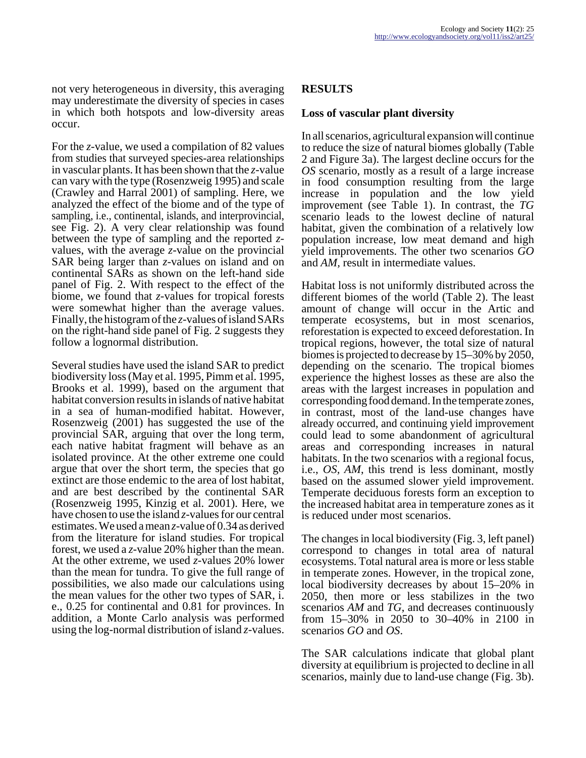not very heterogeneous in diversity, this averaging may underestimate the diversity of species in cases in which both hotspots and low-diversity areas occur.

For the *z*-value, we used a compilation of 82 values from studies that surveyed species-area relationships in vascular plants. It has been shown that the *z*-value can vary with the type (Rosenzweig 1995) and scale (Crawley and Harral 2001) of sampling. Here, we analyzed the effect of the biome and of the type of sampling, i.e., continental, islands, and interprovincial, see Fig. 2). A very clear relationship was found between the type of sampling and the reported *z*-values, with the average *z*-value on the provincial SAR being larger than *z*-values on island and on continental SARs as shown on the left-hand side panel of Fig. 2. With respect to the effect of the biome, we found that *z*-values for tropical forests were somewhat higher than the average values. Finally, the histogram of the *z*-values of island SARs on the right-hand side panel of Fig. 2 suggests they follow a lognormal distribution.

Several studies have used the island SAR to predict biodiversity loss (May et al. 1995, Pimm et al. 1995, Brooks et al. 1999), based on the argument that habitat conversion results in islands of native habitat in a sea of human-modified habitat. However, Rosenzweig (2001) has suggested the use of the provincial SAR, arguing that over the long term, each native habitat fragment will behave as an isolated province. At the other extreme one could argue that over the short term, the species that go extinct are those endemic to the area of lost habitat, and are best described by the continental SAR (Rosenzweig 1995, Kinzig et al. 2001). Here, we have chosen to use the island *z*-values for our central estimates. We used a mean *z*-value of 0.34 as derived from the literature for island studies. For tropical forest, we used a *z*-value 20% higher than the mean. At the other extreme, we used *z*-values 20% lower than the mean for tundra. To give the full range of possibilities, we also made our calculations using the mean values for the other two types of SAR, i. e., 0.25 for continental and 0.81 for provinces. In addition, a Monte Carlo analysis was performed using the log-normal distribution of island *z*-values.

## RESULTS

### Loss of vascular plant diversity

In all scenarios, agricultural expansion will continue to reduce the size of natural biomes globally (Table 2 and Figure 3a). The largest decline occurs for the *OS* scenario, mostly as a result of a large increase in food consumption resulting from the large increase in population and the low yield improvement (see Table 1). In contrast, the *TG* scenario leads to the lowest decline of natural habitat, given the combination of a relatively low population increase, low meat demand and high yield improvements. The other two scenarios *GO* and *AM*, result in intermediate values.

Habitat loss is not uniformly distributed across the different biomes of the world (Table 2). The least amount of change will occur in the Artic and temperate ecosystems, but in most scenarios, reforestation is expected to exceed deforestation. In tropical regions, however, the total size of natural biomes is projected to decrease by 15–30% by 2050, depending on the scenario. The tropical biomes experience the highest losses as these are also the areas with the largest increases in population and corresponding food demand. In the temperate zones, in contrast, most of the land-use changes have already occurred, and continuing yield improvement could lead to some abandonment of agricultural areas and corresponding increases in natural habitats. In the two scenarios with a regional focus, i.e., *OS*, *AM*, this trend is less dominant, mostly based on the assumed slower yield improvement. Temperate deciduous forests form an exception to the increased habitat area in temperature zones as it is reduced under most scenarios.

The changes in local biodiversity (Fig. 3, left panel) correspond to changes in total area of natural ecosystems. Total natural area is more or less stable in temperate zones. However, in the tropical zone, local biodiversity decreases by about 15–20% in 2050, then more or less stabilizes in the two scenarios *AM* and *TG*, and decreases continuously from 15–30% in 2050 to 30–40% in 2100 in scenarios *GO* and *OS*.

The SAR calculations indicate that global plant diversity at equilibrium is projected to decline in all scenarios, mainly due to land-use change (Fig. 3b).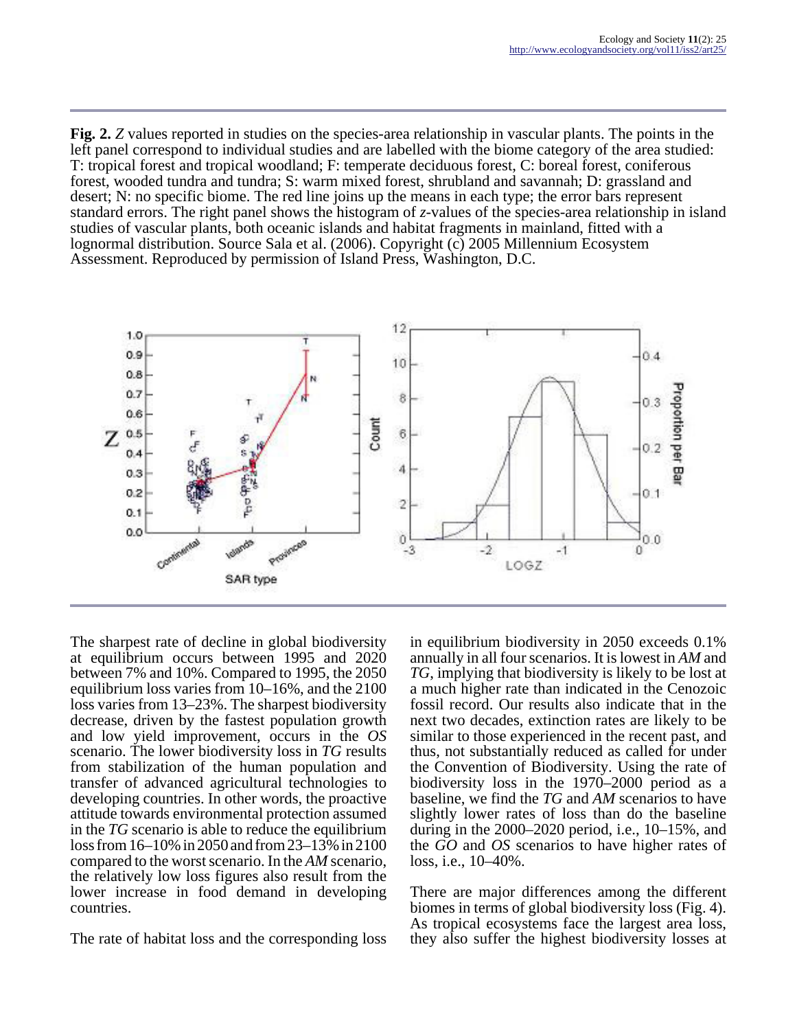**Fig. 2.** *Z* values reported in studies on the species-area relationship in vascular plants. The points in the left panel correspond to individual studies and are labelled with the biome category of the area studied: T: tropical forest and tropical woodland; F: temperate deciduous forest, C: boreal forest, coniferous forest, wooded tundra and tundra; S: warm mixed forest, shrubland and savannah; D: grassland and desert; N: no specific biome. The red line joins up the means in each type; the error bars represent standard errors. The right panel shows the histogram of *z*-values of the species-area relationship in island studies of vascular plants, both oceanic islands and habitat fragments in mainland, fitted with a lognormal distribution. Source Sala et al. (2006). Copyright (c) 2005 Millennium Ecosystem Assessment. Reproduced by permission of Island Press, Washington, D.C.

The sharpest rate of decline in global biodiversity at equilibrium occurs between 1995 and 2020 between 7% and 10%. Compared to 1995, the 2050 equilibrium loss varies from 10–16%, and the 2100 loss varies from 13–23%. The sharpest biodiversity decrease, driven by the fastest population growth and low yield improvement, occurs in the *OS* scenario. The lower biodiversity loss in *TG* results from stabilization of the human population and transfer of advanced agricultural technologies to developing countries. In other words, the proactive attitude towards environmental protection assumed in the *TG* scenario is able to reduce the equilibrium loss from 16–10% in 2050 and from 23–13% in 2100 compared to the worst scenario. In the *AM* scenario, the relatively low loss figures also result from the lower increase in food demand in developing countries.

The rate of habitat loss and the corresponding loss in equilibrium biodiversity in 2050 exceeds 0.1% annually in all four scenarios. It is lowest in *AM* and *TG*, implying that biodiversity is likely to be lost at a much higher rate than indicated in the Cenozoic fossil record. Our results also indicate that in the next two decades, extinction rates are likely to be similar to those experienced in the recent past, and thus, not substantially reduced as called for under the Convention of Biodiversity. Using the rate of biodiversity loss in the 1970–2000 period as a baseline, we find the *TG* and *AM* scenarios to have slightly lower rates of loss than the baseline during in the 2000–2020 period, i.e., 10–15%, and the *GO* and *OS* scenarios to have higher rates of loss, i.e., 10–40%.

There are major differences among the different biomes in terms of global biodiversity loss (Fig. 4). As tropical ecosystems face the largest area loss, they also suffer the highest biodiversity losses at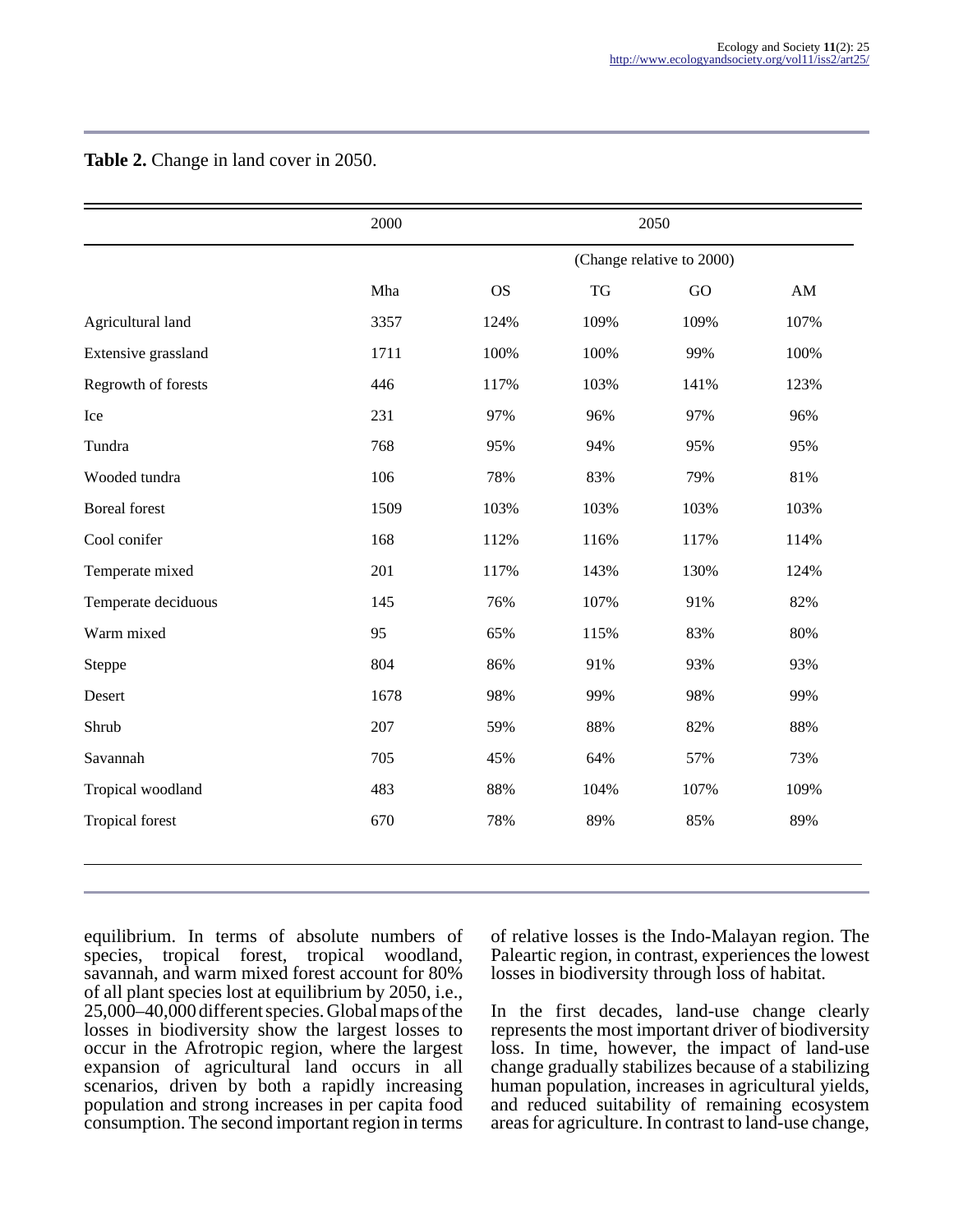**Table 2.** Change in land cover in 2050.

| | 2000 | 2050 | | | |
|---|---|---|---|---|---|
| | | (Change relative to 2000) | | | |
| | Mha | OS | TG | GO | AM |
| Agricultural land | 3357 | 124% | 109% | 109% | 107% |
| Extensive grassland | 1711 | 100% | 100% | 99% | 100% |
| Regrowth of forests | 446 | 117% | 103% | 141% | 123% |
| Ice | 231 | 97% | 96% | 97% | 96% |
| Tundra | 768 | 95% | 94% | 95% | 95% |
| Wooded tundra | 106 | 78% | 83% | 79% | 81% |
| Boreal forest | 1509 | 103% | 103% | 103% | 103% |
| Cool conifer | 168 | 112% | 116% | 117% | 114% |
| Temperate mixed | 201 | 117% | 143% | 130% | 124% |
| Temperate deciduous | 145 | 76% | 107% | 91% | 82% |
| Warm mixed | 95 | 65% | 115% | 83% | 80% |
| Steppe | 804 | 86% | 91% | 93% | 93% |
| Desert | 1678 | 98% | 99% | 98% | 99% |
| Shrub | 207 | 59% | 88% | 82% | 88% |
| Savannah | 705 | 45% | 64% | 57% | 73% |
| Tropical woodland | 483 | 88% | 104% | 107% | 109% |
| Tropical forest | 670 | 78% | 89% | 85% | 89% |

equilibrium. In terms of absolute numbers of species, tropical forest, tropical woodland, savannah, and warm mixed forest account for 80% of all plant species lost at equilibrium by 2050, i.e., 25,000–40,000 different species. Global maps of the losses in biodiversity show the largest losses to occur in the Afrotropic region, where the largest expansion of agricultural land occurs in all scenarios, driven by both a rapidly increasing population and strong increases in per capita food consumption. The second important region in terms of relative losses is the Indo-Malayan region. The Paleartic region, in contrast, experiences the lowest losses in biodiversity through loss of habitat.

In the first decades, land-use change clearly represents the most important driver of biodiversity loss. In time, however, the impact of land-use change gradually stabilizes because of a stabilizing human population, increases in agricultural yields, and reduced suitability of remaining ecosystem areas for agriculture. In contrast to land-use change,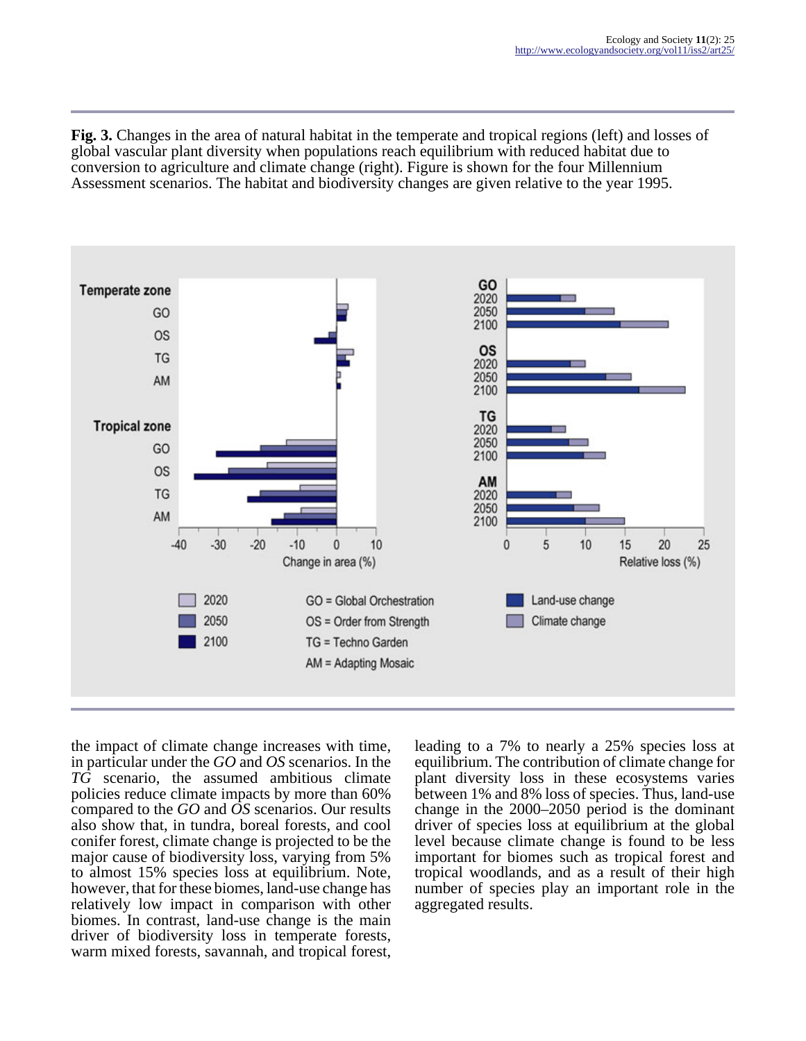**Fig. 3.** Changes in the area of natural habitat in the temperate and tropical regions (left) and losses of global vascular plant diversity when populations reach equilibrium with reduced habitat due to conversion to agriculture and climate change (right). Figure is shown for the four Millennium Assessment scenarios. The habitat and biodiversity changes are given relative to the year 1995.

the impact of climate change increases with time, in particular under the *GO* and *OS* scenarios. In the *TG* scenario, the assumed ambitious climate policies reduce climate impacts by more than 60% compared to the *GO* and *OS* scenarios. Our results also show that, in tundra, boreal forests, and cool conifer forest, climate change is projected to be the major cause of biodiversity loss, varying from 5% to almost 15% species loss at equilibrium. Note, however, that for these biomes, land-use change has relatively low impact in comparison with other biomes. In contrast, land-use change is the main driver of biodiversity loss in temperate forests, warm mixed forests, savannah, and tropical forest, leading to a 7% to nearly a 25% species loss at equilibrium. The contribution of climate change for plant diversity loss in these ecosystems varies between 1% and 8% loss of species. Thus, land-use change in the 2000–2050 period is the dominant driver of species loss at equilibrium at the global level because climate change is found to be less important for biomes such as tropical forest and tropical woodlands, and as a result of their high number of species play an important role in the aggregated results.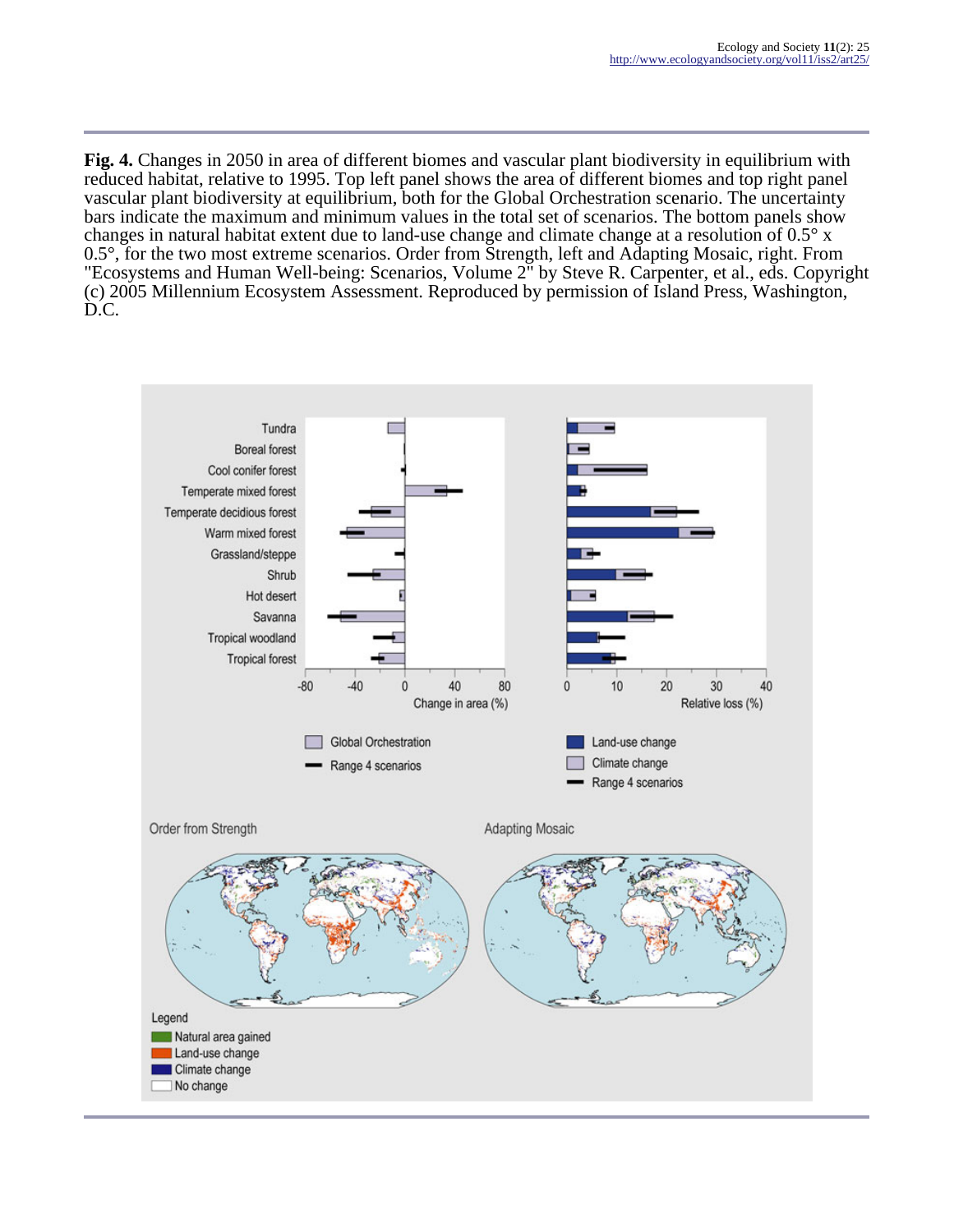**Fig. 4.** Changes in 2050 in area of different biomes and vascular plant biodiversity in equilibrium with reduced habitat, relative to 1995. Top left panel shows the area of different biomes and top right panel vascular plant biodiversity at equilibrium, both for the Global Orchestration scenario. The uncertainty bars indicate the maximum and minimum values in the total set of scenarios. The bottom panels show changes in natural habitat extent due to land-use change and climate change at a resolution of 0.5° x 0.5°, for the two most extreme scenarios. Order from Strength, left and Adapting Mosaic, right. From "Ecosystems and Human Well-being: Scenarios, Volume 2" by Steve R. Carpenter, et al., eds. Copyright (c) 2005 Millennium Ecosystem Assessment. Reproduced by permission of Island Press, Washington, D.C.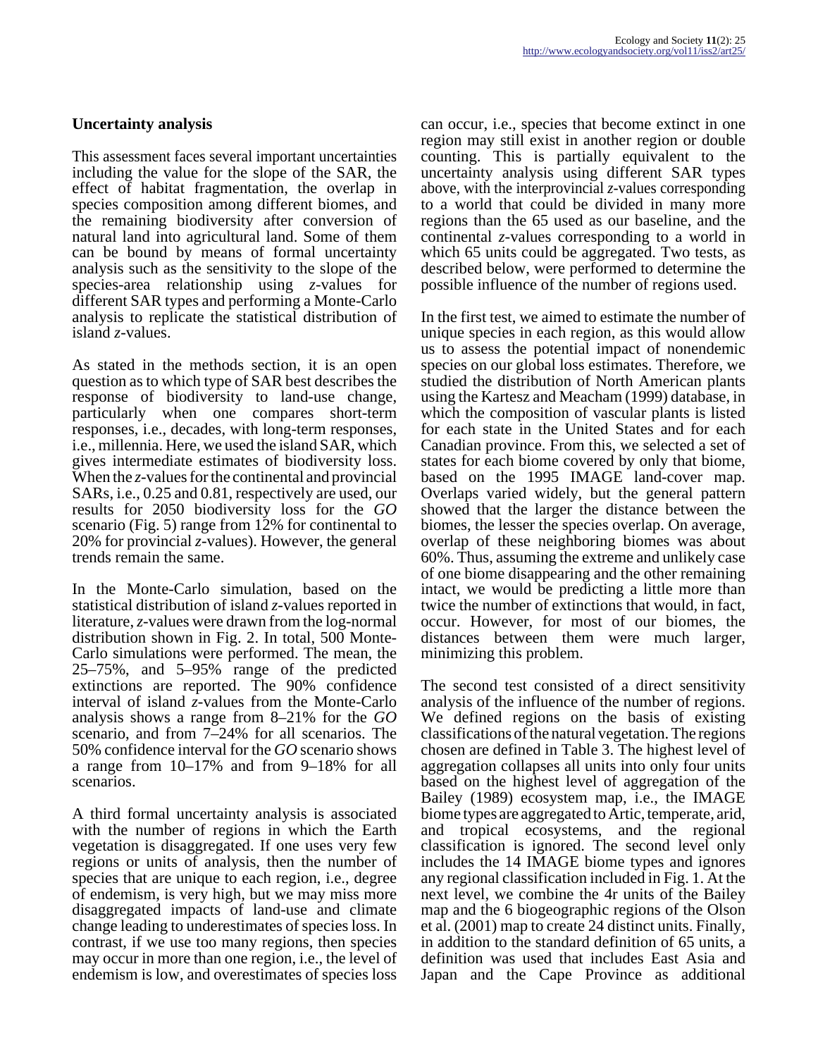## Uncertainty analysis

This assessment faces several important uncertainties including the value for the slope of the SAR, the effect of habitat fragmentation, the overlap in species composition among different biomes, and the remaining biodiversity after conversion of natural land into agricultural land. Some of them can be bound by means of formal uncertainty analysis such as the sensitivity to the slope of the species-area relationship using $z$-values for different SAR types and performing a Monte-Carlo analysis to replicate the statistical distribution of island $z$-values.

As stated in the methods section, it is an open question as to which type of SAR best describes the response of biodiversity to land-use change, particularly when one compares short-term responses, i.e., decades, with long-term responses, i.e., millennia. Here, we used the island SAR, which gives intermediate estimates of biodiversity loss. When the $z$-values for the continental and provincial SARs, i.e., 0.25 and 0.81, respectively are used, our results for 2050 biodiversity loss for the *GO* scenario (Fig. 5) range from 12% for continental to 20% for provincial $z$-values). However, the general trends remain the same.

In the Monte-Carlo simulation, based on the statistical distribution of island $z$-values reported in literature, $z$-values were drawn from the log-normal distribution shown in Fig. 2. In total, 500 Monte-Carlo simulations were performed. The mean, the 25–75%, and 5–95% range of the predicted extinctions are reported. The 90% confidence interval of island $z$-values from the Monte-Carlo analysis shows a range from 8–21% for the *GO* scenario, and from 7–24% for all scenarios. The 50% confidence interval for the *GO* scenario shows a range from 10–17% and from 9–18% for all scenarios.

A third formal uncertainty analysis is associated with the number of regions in which the Earth vegetation is disaggregated. If one uses very few regions or units of analysis, then the number of species that are unique to each region, i.e., degree of endemism, is very high, but we may miss more disaggregated impacts of land-use and climate change leading to underestimates of species loss. In contrast, if we use too many regions, then species may occur in more than one region, i.e., the level of endemism is low, and overestimates of species loss can occur, i.e., species that become extinct in one region may still exist in another region or double counting. This is partially equivalent to the uncertainty analysis using different SAR types above, with the interprovincial $z$-values corresponding to a world that could be divided in many more regions than the 65 used as our baseline, and the continental $z$-values corresponding to a world in which 65 units could be aggregated. Two tests, as described below, were performed to determine the possible influence of the number of regions used.

In the first test, we aimed to estimate the number of unique species in each region, as this would allow us to assess the potential impact of nonendemic species on our global loss estimates. Therefore, we studied the distribution of North American plants using the Kartesz and Meacham (1999) database, in which the composition of vascular plants is listed for each state in the United States and for each Canadian province. From this, we selected a set of states for each biome covered by only that biome, based on the 1995 IMAGE land-cover map. Overlaps varied widely, but the general pattern showed that the larger the distance between the biomes, the lesser the species overlap. On average, overlap of these neighboring biomes was about 60%. Thus, assuming the extreme and unlikely case of one biome disappearing and the other remaining intact, we would be predicting a little more than twice the number of extinctions that would, in fact, occur. However, for most of our biomes, the distances between them were much larger, minimizing this problem.

The second test consisted of a direct sensitivity analysis of the influence of the number of regions. We defined regions on the basis of existing classifications of the natural vegetation. The regions chosen are defined in Table 3. The highest level of aggregation collapses all units into only four units based on the highest level of aggregation of the Bailey (1989) ecosystem map, i.e., the IMAGE biome types are aggregated to Artic, temperate, arid, and tropical ecosystems, and the regional classification is ignored. The second level only includes the 14 IMAGE biome types and ignores any regional classification included in Fig. 1. At the next level, we combine the 4r units of the Bailey map and the 6 biogeographic regions of the Olson et al. (2001) map to create 24 distinct units. Finally, in addition to the standard definition of 65 units, a definition was used that includes East Asia and Japan and the Cape Province as additional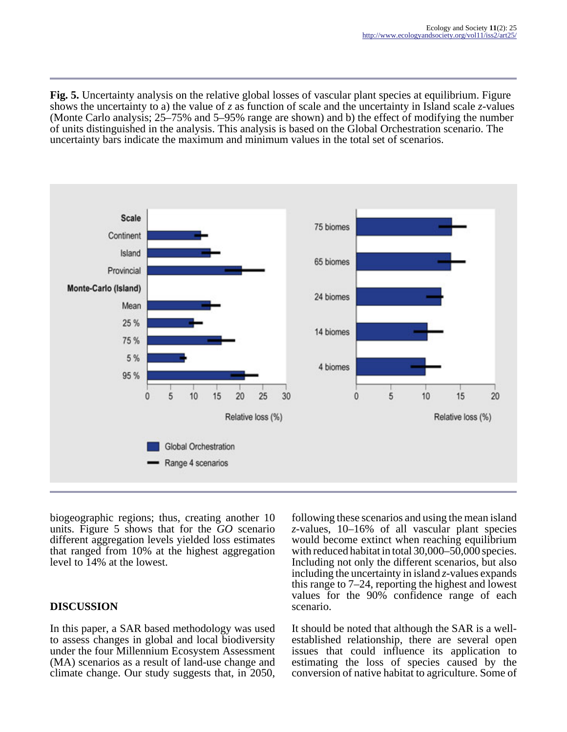**Fig. 5.** Uncertainty analysis on the relative global losses of vascular plant species at equilibrium. Figure shows the uncertainty to a) the value of *z* as function of scale and the uncertainty in Island scale *z*-values (Monte Carlo analysis; 25–75% and 5–95% range are shown) and b) the effect of modifying the number of units distinguished in the analysis. This analysis is based on the Global Orchestration scenario. The uncertainty bars indicate the maximum and minimum values in the total set of scenarios.

biogeographic regions; thus, creating another 10 units. Figure 5 shows that for the *GO* scenario different aggregation levels yielded loss estimates that ranged from 10% at the highest aggregation level to 14% at the lowest.

## DISCUSSION

In this paper, a SAR based methodology was used to assess changes in global and local biodiversity under the four Millennium Ecosystem Assessment (MA) scenarios as a result of land-use change and climate change. Our study suggests that, in 2050, following these scenarios and using the mean island *z*-values, 10–16% of all vascular plant species would become extinct when reaching equilibrium with reduced habitat in total 30,000–50,000 species. Including not only the different scenarios, but also including the uncertainty in island *z*-values expands this range to 7–24, reporting the highest and lowest values for the 90% confidence range of each scenario.

It should be noted that although the SAR is a well-established relationship, there are several open issues that could influence its application to estimating the loss of species caused by the conversion of native habitat to agriculture. Some of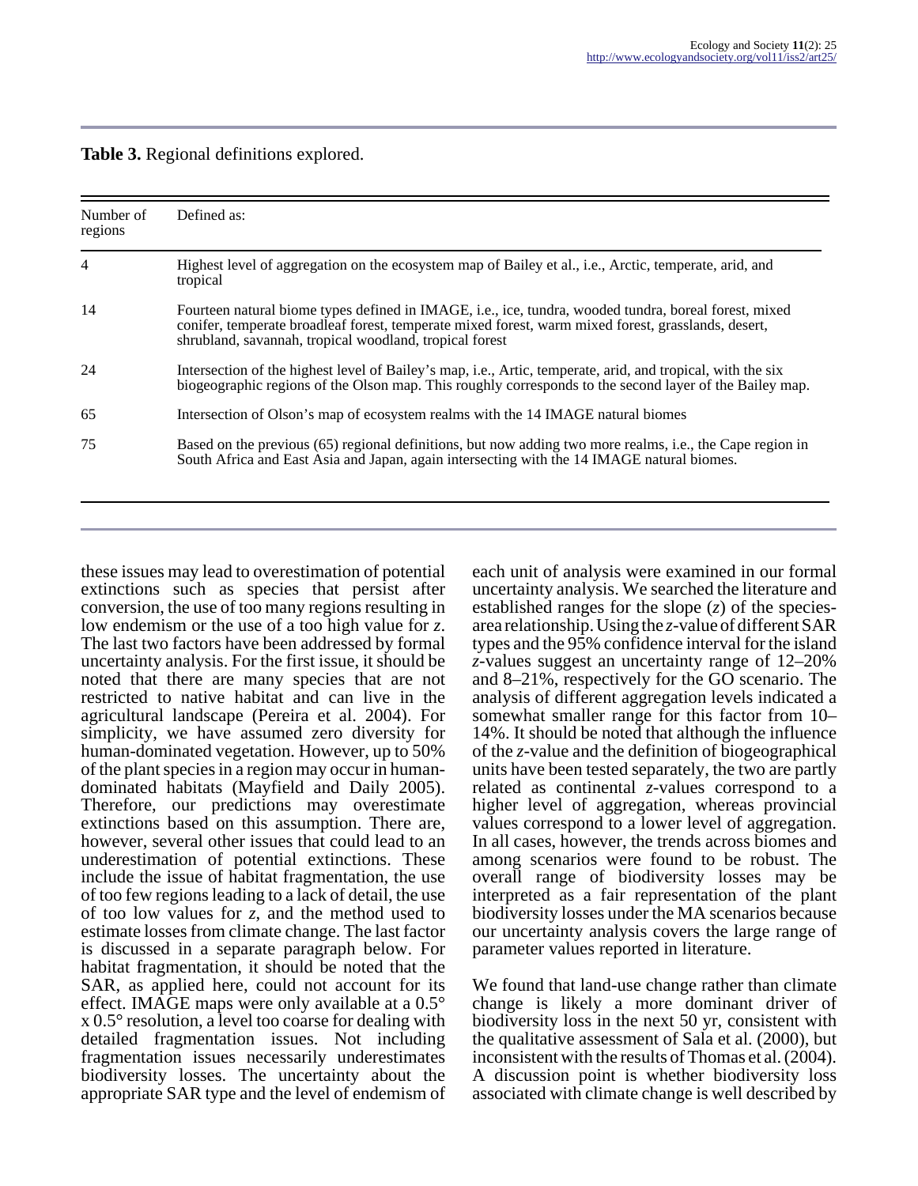**Table 3.** Regional definitions explored.

| Number of regions | Defined as: |
|---|---|
| 4 | Highest level of aggregation on the ecosystem map of Bailey et al., i.e., Arctic, temperate, arid, and tropical |
| 14 | Fourteen natural biome types defined in IMAGE, i.e., ice, tundra, wooded tundra, boreal forest, mixed conifer, temperate broadleaf forest, temperate mixed forest, warm mixed forest, grasslands, desert, shrubland, savannah, tropical woodland, tropical forest |
| 24 | Intersection of the highest level of Bailey's map, i.e., Artic, temperate, arid, and tropical, with the six biogeographic regions of the Olson map. This roughly corresponds to the second layer of the Bailey map. |
| 65 | Intersection of Olson's map of ecosystem realms with the 14 IMAGE natural biomes |
| 75 | Based on the previous (65) regional definitions, but now adding two more realms, i.e., the Cape region in South Africa and East Asia and Japan, again intersecting with the 14 IMAGE natural biomes. |

these issues may lead to overestimation of potential extinctions such as species that persist after conversion, the use of too many regions resulting in low endemism or the use of a too high value for *z*. The last two factors have been addressed by formal uncertainty analysis. For the first issue, it should be noted that there are many species that are not restricted to native habitat and can live in the agricultural landscape (Pereira et al. 2004). For simplicity, we have assumed zero diversity for human-dominated vegetation. However, up to 50% of the plant species in a region may occur in human-dominated habitats (Mayfield and Daily 2005). Therefore, our predictions may overestimate extinctions based on this assumption. There are, however, several other issues that could lead to an underestimation of potential extinctions. These include the issue of habitat fragmentation, the use of too few regions leading to a lack of detail, the use of too low values for *z*, and the method used to estimate losses from climate change. The last factor is discussed in a separate paragraph below. For habitat fragmentation, it should be noted that the SAR, as applied here, could not account for its effect. IMAGE maps were only available at a 0.5° x 0.5° resolution, a level too coarse for dealing with detailed fragmentation issues. Not including fragmentation issues necessarily underestimates biodiversity losses. The uncertainty about the appropriate SAR type and the level of endemism of each unit of analysis were examined in our formal uncertainty analysis. We searched the literature and established ranges for the slope (*z*) of the species-area relationship. Using the *z*-value of different SAR types and the 95% confidence interval for the island *z*-values suggest an uncertainty range of 12–20% and 8–21%, respectively for the GO scenario. The analysis of different aggregation levels indicated a somewhat smaller range for this factor from 10–14%. It should be noted that although the influence of the *z*-value and the definition of biogeographical units have been tested separately, the two are partly related as continental *z*-values correspond to a higher level of aggregation, whereas provincial values correspond to a lower level of aggregation. In all cases, however, the trends across biomes and among scenarios were found to be robust. The overall range of biodiversity losses may be interpreted as a fair representation of the plant biodiversity losses under the MA scenarios because our uncertainty analysis covers the large range of parameter values reported in literature.

We found that land-use change rather than climate change is likely a more dominant driver of biodiversity loss in the next 50 yr, consistent with the qualitative assessment of Sala et al. (2000), but inconsistent with the results of Thomas et al. (2004). A discussion point is whether biodiversity loss associated with climate change is well described by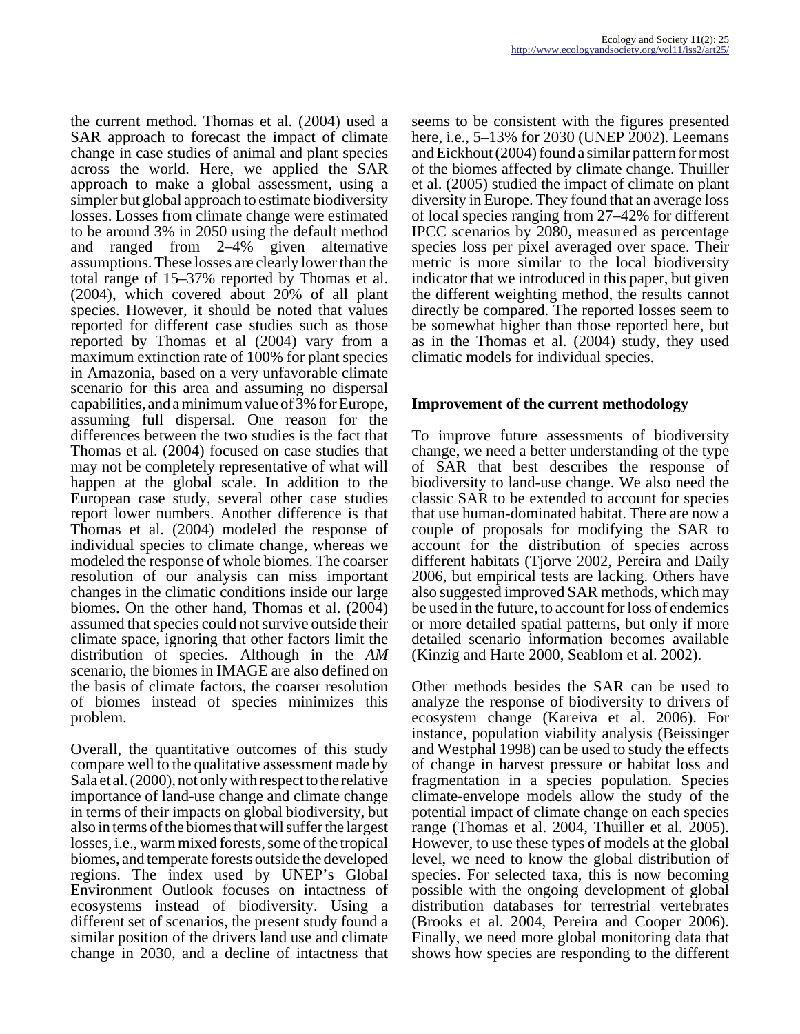the current method. Thomas et al. (2004) used a SAR approach to forecast the impact of climate change in case studies of animal and plant species across the world. Here, we applied the SAR approach to make a global assessment, using a simpler but global approach to estimate biodiversity losses. Losses from climate change were estimated to be around 3% in 2050 using the default method and ranged from 2–4% given alternative assumptions. These losses are clearly lower than the total range of 15–37% reported by Thomas et al. (2004), which covered about 20% of all plant species. However, it should be noted that values reported for different case studies such as those reported by Thomas et al (2004) vary from a maximum extinction rate of 100% for plant species in Amazonia, based on a very unfavorable climate scenario for this area and assuming no dispersal capabilities, and a minimum value of 3% for Europe, assuming full dispersal. One reason for the differences between the two studies is the fact that Thomas et al. (2004) focused on case studies that may not be completely representative of what will happen at the global scale. In addition to the European case study, several other case studies report lower numbers. Another difference is that Thomas et al. (2004) modeled the response of individual species to climate change, whereas we modeled the response of whole biomes. The coarser resolution of our analysis can miss important changes in the climatic conditions inside our large biomes. On the other hand, Thomas et al. (2004) assumed that species could not survive outside their climate space, ignoring that other factors limit the distribution of species. Although in the *AM* scenario, the biomes in IMAGE are also defined on the basis of climate factors, the coarser resolution of biomes instead of species minimizes this problem.

Overall, the quantitative outcomes of this study compare well to the qualitative assessment made by Sala et al. (2000), not only with respect to the relative importance of land-use change and climate change in terms of their impacts on global biodiversity, but also in terms of the biomes that will suffer the largest losses, i.e., warm mixed forests, some of the tropical biomes, and temperate forests outside the developed regions. The index used by UNEP's Global Environment Outlook focuses on intactness of ecosystems instead of biodiversity. Using a different set of scenarios, the present study found a similar position of the drivers land use and climate change in 2030, and a decline of intactness that seems to be consistent with the figures presented here, i.e., 5–13% for 2030 (UNEP 2002). Leemans and Eickhout (2004) found a similar pattern for most of the biomes affected by climate change. Thuiller et al. (2005) studied the impact of climate on plant diversity in Europe. They found that an average loss of local species ranging from 27–42% for different IPCC scenarios by 2080, measured as percentage species loss per pixel averaged over space. Their metric is more similar to the local biodiversity indicator that we introduced in this paper, but given the different weighting method, the results cannot directly be compared. The reported losses seem to be somewhat higher than those reported here, but as in the Thomas et al. (2004) study, they used climatic models for individual species.

## Improvement of the current methodology

To improve future assessments of biodiversity change, we need a better understanding of the type of SAR that best describes the response of biodiversity to land-use change. We also need the classic SAR to be extended to account for species that use human-dominated habitat. There are now a couple of proposals for modifying the SAR to account for the distribution of species across different habitats (Tjorve 2002, Pereira and Daily 2006, but empirical tests are lacking. Others have also suggested improved SAR methods, which may be used in the future, to account for loss of endemics or more detailed spatial patterns, but only if more detailed scenario information becomes available (Kinzig and Harte 2000, Seablom et al. 2002).

Other methods besides the SAR can be used to analyze the response of biodiversity to drivers of ecosystem change (Kareiva et al. 2006). For instance, population viability analysis (Beissinger and Westphal 1998) can be used to study the effects of change in harvest pressure or habitat loss and fragmentation in a species population. Species climate-envelope models allow the study of the potential impact of climate change on each species range (Thomas et al. 2004, Thuiller et al. 2005). However, to use these types of models at the global level, we need to know the global distribution of species. For selected taxa, this is now becoming possible with the ongoing development of global distribution databases for terrestrial vertebrates (Brooks et al. 2004, Pereira and Cooper 2006). Finally, we need more global monitoring data that shows how species are responding to the different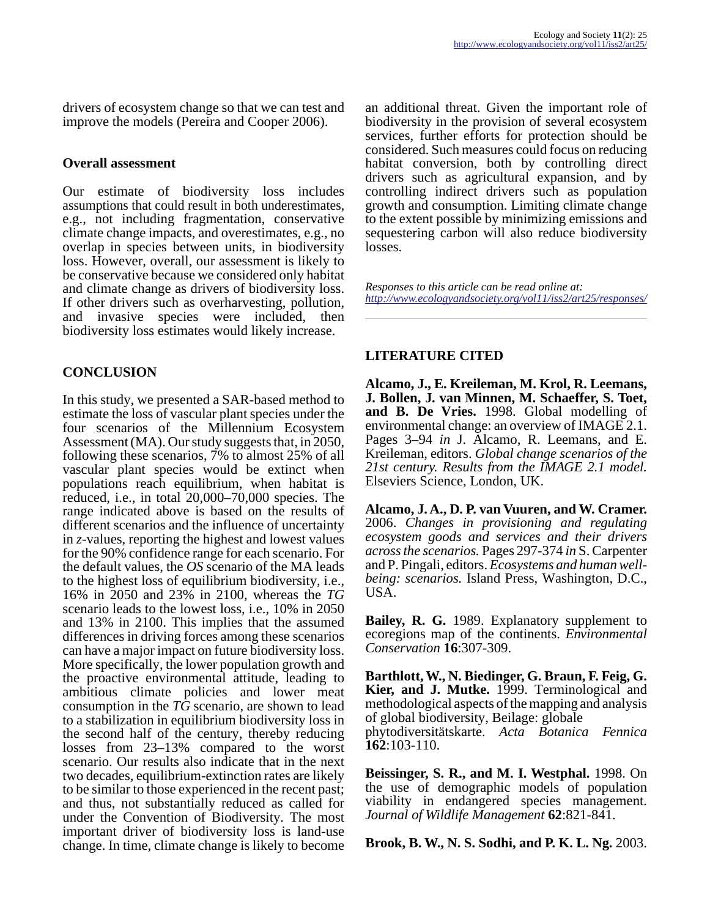drivers of ecosystem change so that we can test and improve the models (Pereira and Cooper 2006).

### Overall assessment

Our estimate of biodiversity loss includes assumptions that could result in both underestimates, e.g., not including fragmentation, conservative climate change impacts, and overestimates, e.g., no overlap in species between units, in biodiversity loss. However, overall, our assessment is likely to be conservative because we considered only habitat and climate change as drivers of biodiversity loss. If other drivers such as overharvesting, pollution, and invasive species were included, then biodiversity loss estimates would likely increase.

## CONCLUSION

In this study, we presented a SAR-based method to estimate the loss of vascular plant species under the four scenarios of the Millennium Ecosystem Assessment (MA). Our study suggests that, in 2050, following these scenarios, 7% to almost 25% of all vascular plant species would be extinct when populations reach equilibrium, when habitat is reduced, i.e., in total 20,000–70,000 species. The range indicated above is based on the results of different scenarios and the influence of uncertainty in *z*-values, reporting the highest and lowest values for the 90% confidence range for each scenario. For the default values, the *OS* scenario of the MA leads to the highest loss of equilibrium biodiversity, i.e., 16% in 2050 and 23% in 2100, whereas the *TG* scenario leads to the lowest loss, i.e., 10% in 2050 and 13% in 2100. This implies that the assumed differences in driving forces among these scenarios can have a major impact on future biodiversity loss. More specifically, the lower population growth and the proactive environmental attitude, leading to ambitious climate policies and lower meat consumption in the *TG* scenario, are shown to lead to a stabilization in equilibrium biodiversity loss in the second half of the century, thereby reducing losses from 23–13% compared to the worst scenario. Our results also indicate that in the next two decades, equilibrium-extinction rates are likely to be similar to those experienced in the recent past; and thus, not substantially reduced as called for under the Convention of Biodiversity. The most important driver of biodiversity loss is land-use change. In time, climate change is likely to become an additional threat. Given the important role of biodiversity in the provision of several ecosystem services, further efforts for protection should be considered. Such measures could focus on reducing habitat conversion, both by controlling direct drivers such as agricultural expansion, and by controlling indirect drivers such as population growth and consumption. Limiting climate change to the extent possible by minimizing emissions and sequestering carbon will also reduce biodiversity losses.

*Responses to this article can be read online at:*
*http://www.ecologyandsociety.org/vol11/iss2/art25/responses/*

## LITERATURE CITED

**Alcamo, J., E. Kreileman, M. Krol, R. Leemans, J. Bollen, J. van Minnen, M. Schaeffer, S. Toet, and B. De Vries.** 1998. Global modelling of environmental change: an overview of IMAGE 2.1. Pages 3–94 *in* J. Alcamo, R. Leemans, and E. Kreileman, editors. *Global change scenarios of the 21st century. Results from the IMAGE 2.1 model.* Elseviers Science, London, UK.

**Alcamo, J. A., D. P. van Vuuren, and W. Cramer.** 2006. *Changes in provisioning and regulating ecosystem goods and services and their drivers across the scenarios.* Pages 297-374 *in* S. Carpenter and P. Pingali, editors. *Ecosystems and human well-being: scenarios.* Island Press, Washington, D.C., USA.

**Bailey, R. G.** 1989. Explanatory supplement to ecoregions map of the continents. *Environmental Conservation* **16**:307-309.

**Barthlott, W., N. Biedinger, G. Braun, F. Feig, G. Kier, and J. Mutke.** 1999. Terminological and methodological aspects of the mapping and analysis of global biodiversity, Beilage: globale phytodiversitätskarte. *Acta Botanica Fennica* **162**:103-110.

**Beissinger, S. R., and M. I. Westphal.** 1998. On the use of demographic models of population viability in endangered species management. *Journal of Wildlife Management* **62**:821-841.

**Brook, B. W., N. S. Sodhi, and P. K. L. Ng.** 2003.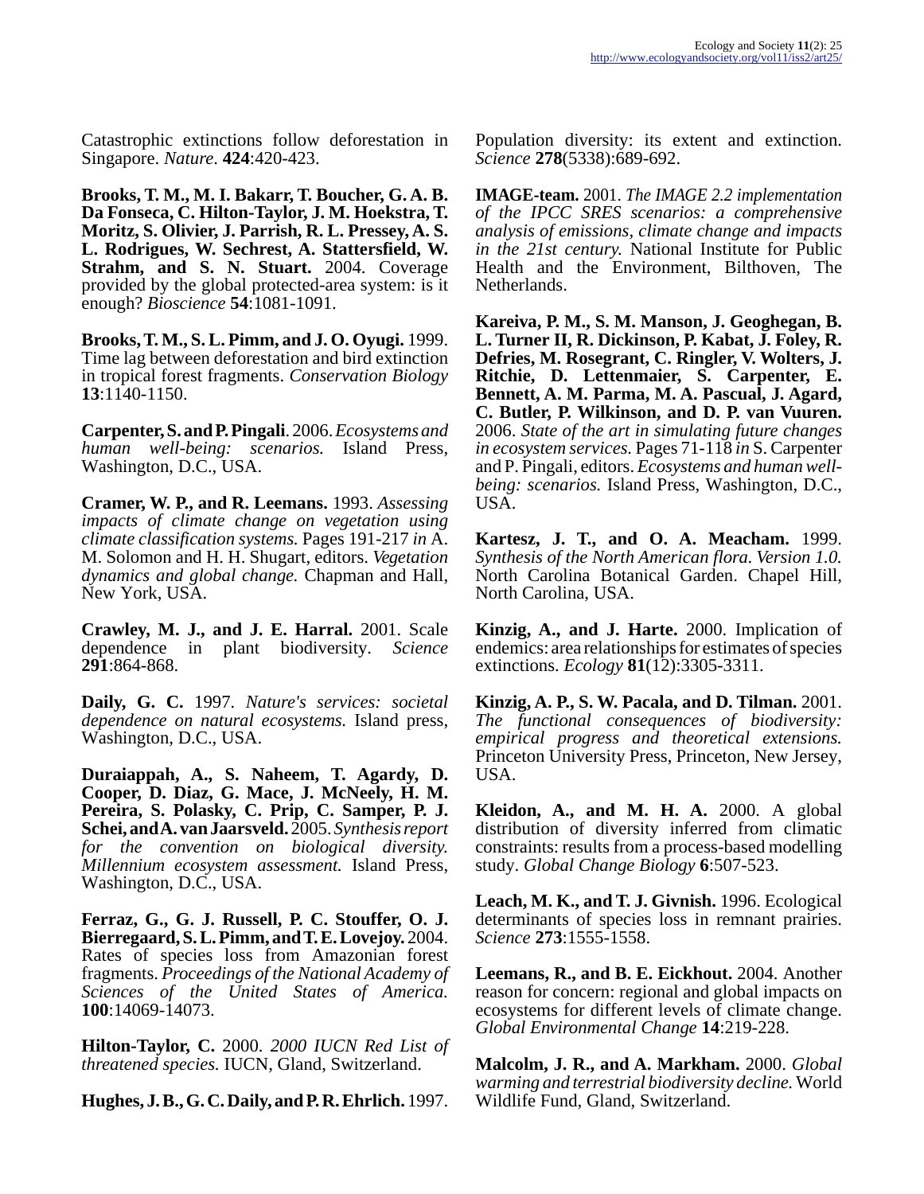Catastrophic extinctions follow deforestation in Singapore. *Nature*. **424**:420-423.

**Brooks, T. M., M. I. Bakarr, T. Boucher, G. A. B. Da Fonseca, C. Hilton-Taylor, J. M. Hoekstra, T. Moritz, S. Olivier, J. Parrish, R. L. Pressey, A. S. L. Rodrigues, W. Sechrest, A. Stattersfield, W. Strahm, and S. N. Stuart.** 2004. Coverage provided by the global protected-area system: is it enough? *Bioscience* **54**:1081-1091.

**Brooks, T. M., S. L. Pimm, and J. O. Oyugi.** 1999. Time lag between deforestation and bird extinction in tropical forest fragments. *Conservation Biology* **13**:1140-1150.

**Carpenter, S. and P. Pingali**. 2006. *Ecosystems and human well-being: scenarios.* Island Press, Washington, D.C., USA.

**Cramer, W. P., and R. Leemans.** 1993. *Assessing impacts of climate change on vegetation using climate classification systems.* Pages 191-217 *in* A. M. Solomon and H. H. Shugart, editors. *Vegetation dynamics and global change.* Chapman and Hall, New York, USA.

**Crawley, M. J., and J. E. Harral.** 2001. Scale dependence in plant biodiversity. *Science* **291**:864-868.

**Daily, G. C.** 1997. *Nature's services: societal dependence on natural ecosystems.* Island press, Washington, D.C., USA.

**Duraiappah, A., S. Naheem, T. Agardy, D. Cooper, D. Diaz, G. Mace, J. McNeely, H. M. Pereira, S. Polasky, C. Prip, C. Samper, P. J. Schei, and A. van Jaarsveld.** 2005. *Synthesis report for the convention on biological diversity. Millennium ecosystem assessment.* Island Press, Washington, D.C., USA.

**Ferraz, G., G. J. Russell, P. C. Stouffer, O. J. Bierregaard, S. L. Pimm, and T. E. Lovejoy.** 2004. Rates of species loss from Amazonian forest fragments. *Proceedings of the National Academy of Sciences of the United States of America.* **100**:14069-14073.

**Hilton-Taylor, C.** 2000. *2000 IUCN Red List of threatened species.* IUCN, Gland, Switzerland.

**Hughes, J. B., G. C. Daily, and P. R. Ehrlich.** 1997. Population diversity: its extent and extinction. *Science* **278**(5338):689-692.

**IMAGE-team.** 2001. *The IMAGE 2.2 implementation of the IPCC SRES scenarios: a comprehensive analysis of emissions, climate change and impacts in the 21st century.* National Institute for Public Health and the Environment, Bilthoven, The Netherlands.

**Kareiva, P. M., S. M. Manson, J. Geoghegan, B. L. Turner II, R. Dickinson, P. Kabat, J. Foley, R. Defries, M. Rosegrant, C. Ringler, V. Wolters, J. Ritchie, D. Lettenmaier, S. Carpenter, E. Bennett, A. M. Parma, M. A. Pascual, J. Agard, C. Butler, P. Wilkinson, and D. P. van Vuuren.** 2006. *State of the art in simulating future changes in ecosystem services.* Pages 71-118 *in* S. Carpenter and P. Pingali, editors. *Ecosystems and human well-being: scenarios.* Island Press, Washington, D.C., USA.

**Kartesz, J. T., and O. A. Meacham.** 1999. *Synthesis of the North American flora. Version 1.0.* North Carolina Botanical Garden. Chapel Hill, North Carolina, USA.

**Kinzig, A., and J. Harte.** 2000. Implication of endemics: area relationships for estimates of species extinctions. *Ecology* **81**(12):3305-3311.

**Kinzig, A. P., S. W. Pacala, and D. Tilman.** 2001. *The functional consequences of biodiversity: empirical progress and theoretical extensions.* Princeton University Press, Princeton, New Jersey, USA.

**Kleidon, A., and M. H. A.** 2000. A global distribution of diversity inferred from climatic constraints: results from a process-based modelling study. *Global Change Biology* **6**:507-523.

**Leach, M. K., and T. J. Givnish.** 1996. Ecological determinants of species loss in remnant prairies. *Science* **273**:1555-1558.

**Leemans, R., and B. E. Eickhout.** 2004. Another reason for concern: regional and global impacts on ecosystems for different levels of climate change. *Global Environmental Change* **14**:219-228.

**Malcolm, J. R., and A. Markham.** 2000. *Global warming and terrestrial biodiversity decline.* World Wildlife Fund, Gland, Switzerland.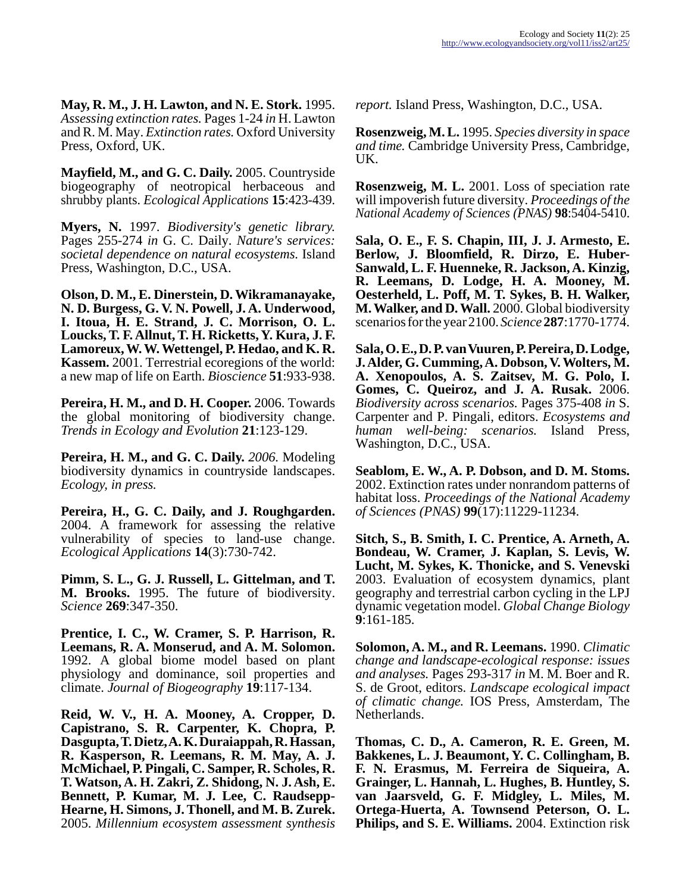**May, R. M., J. H. Lawton, and N. E. Stork.** 1995. *Assessing extinction rates.* Pages 1-24 *in* H. Lawton and R. M. May. *Extinction rates.* Oxford University Press, Oxford, UK.

**Mayfield, M., and G. C. Daily.** 2005. Countryside biogeography of neotropical herbaceous and shrubby plants. *Ecological Applications* **15**:423-439.

**Myers, N.** 1997. *Biodiversity's genetic library.* Pages 255-274 *in* G. C. Daily. *Nature's services: societal dependence on natural ecosystems.* Island Press, Washington, D.C., USA.

**Olson, D. M., E. Dinerstein, D. Wikramanayake, N. D. Burgess, G. V. N. Powell, J. A. Underwood, I. Itoua, H. E. Strand, J. C. Morrison, O. L. Loucks, T. F. Allnut, T. H. Ricketts, Y. Kura, J. F. Lamoreux, W. W. Wettengel, P. Hedao, and K. R. Kassem.** 2001. Terrestrial ecoregions of the world: a new map of life on Earth. *Bioscience* **51**:933-938.

**Pereira, H. M., and D. H. Cooper.** 2006. Towards the global monitoring of biodiversity change. *Trends in Ecology and Evolution* **21**:123-129.

**Pereira, H. M., and G. C. Daily.** *2006.* Modeling biodiversity dynamics in countryside landscapes. *Ecology, in press.*

**Pereira, H., G. C. Daily, and J. Roughgarden.** 2004. A framework for assessing the relative vulnerability of species to land-use change. *Ecological Applications* **14**(3):730-742.

**Pimm, S. L., G. J. Russell, L. Gittelman, and T. M. Brooks.** 1995. The future of biodiversity. *Science* **269**:347-350.

**Prentice, I. C., W. Cramer, S. P. Harrison, R. Leemans, R. A. Monserud, and A. M. Solomon.** 1992. A global biome model based on plant physiology and dominance, soil properties and climate. *Journal of Biogeography* **19**:117-134.

**Reid, W. V., H. A. Mooney, A. Cropper, D. Capistrano, S. R. Carpenter, K. Chopra, P. Dasgupta, T. Dietz, A. K. Duraiappah, R. Hassan, R. Kasperson, R. Leemans, R. M. May, A. J. McMichael, P. Pingali, C. Samper, R. Scholes, R. T. Watson, A. H. Zakri, Z. Shidong, N. J. Ash, E. Bennett, P. Kumar, M. J. Lee, C. Raudsepp-Hearne, H. Simons, J. Thonell, and M. B. Zurek.** 2005. *Millennium ecosystem assessment synthesis report.* Island Press, Washington, D.C., USA.

**Rosenzweig, M. L.** 1995. *Species diversity in space and time.* Cambridge University Press, Cambridge, UK.

**Rosenzweig, M. L.** 2001. Loss of speciation rate will impoverish future diversity. *Proceedings of the National Academy of Sciences (PNAS)* **98**:5404-5410.

**Sala, O. E., F. S. Chapin, III, J. J. Armesto, E. Berlow, J. Bloomfield, R. Dirzo, E. Huber-Sanwald, L. F. Huenneke, R. Jackson, A. Kinzig, R. Leemans, D. Lodge, H. A. Mooney, M. Oesterheld, L. Poff, M. T. Sykes, B. H. Walker, M. Walker, and D. Wall.** 2000. Global biodiversity scenarios for the year 2100. *Science* **287**:1770-1774.

**Sala, O. E., D. P. van Vuuren, P. Pereira, D. Lodge, J. Alder, G. Cumming, A. Dobson, V. Wolters, M. A. Xenopoulos, A. S. Zaitsev, M. G. Polo, I. Gomes, C. Queiroz, and J. A. Rusak.** 2006. *Biodiversity across scenarios.* Pages 375-408 *in* S. Carpenter and P. Pingali, editors. *Ecosystems and human well-being: scenarios.* Island Press, Washington, D.C., USA.

**Seablom, E. W., A. P. Dobson, and D. M. Stoms.** 2002. Extinction rates under nonrandom patterns of habitat loss. *Proceedings of the National Academy of Sciences (PNAS)* **99**(17):11229-11234.

**Sitch, S., B. Smith, I. C. Prentice, A. Arneth, A. Bondeau, W. Cramer, J. Kaplan, S. Levis, W. Lucht, M. Sykes, K. Thonicke, and S. Venevski** 2003. Evaluation of ecosystem dynamics, plant geography and terrestrial carbon cycling in the LPJ dynamic vegetation model. *Global Change Biology* **9**:161-185.

**Solomon, A. M., and R. Leemans.** 1990. *Climatic change and landscape-ecological response: issues and analyses.* Pages 293-317 *in* M. M. Boer and R. S. de Groot, editors. *Landscape ecological impact of climatic change.* IOS Press, Amsterdam, The Netherlands.

**Thomas, C. D., A. Cameron, R. E. Green, M. Bakkenes, L. J. Beaumont, Y. C. Collingham, B. F. N. Erasmus, M. Ferreira de Siqueira, A. Grainger, L. Hannah, L. Hughes, B. Huntley, S. van Jaarsveld, G. F. Midgley, L. Miles, M. Ortega-Huerta, A. Townsend Peterson, O. L. Philips, and S. E. Williams.** 2004. Extinction risk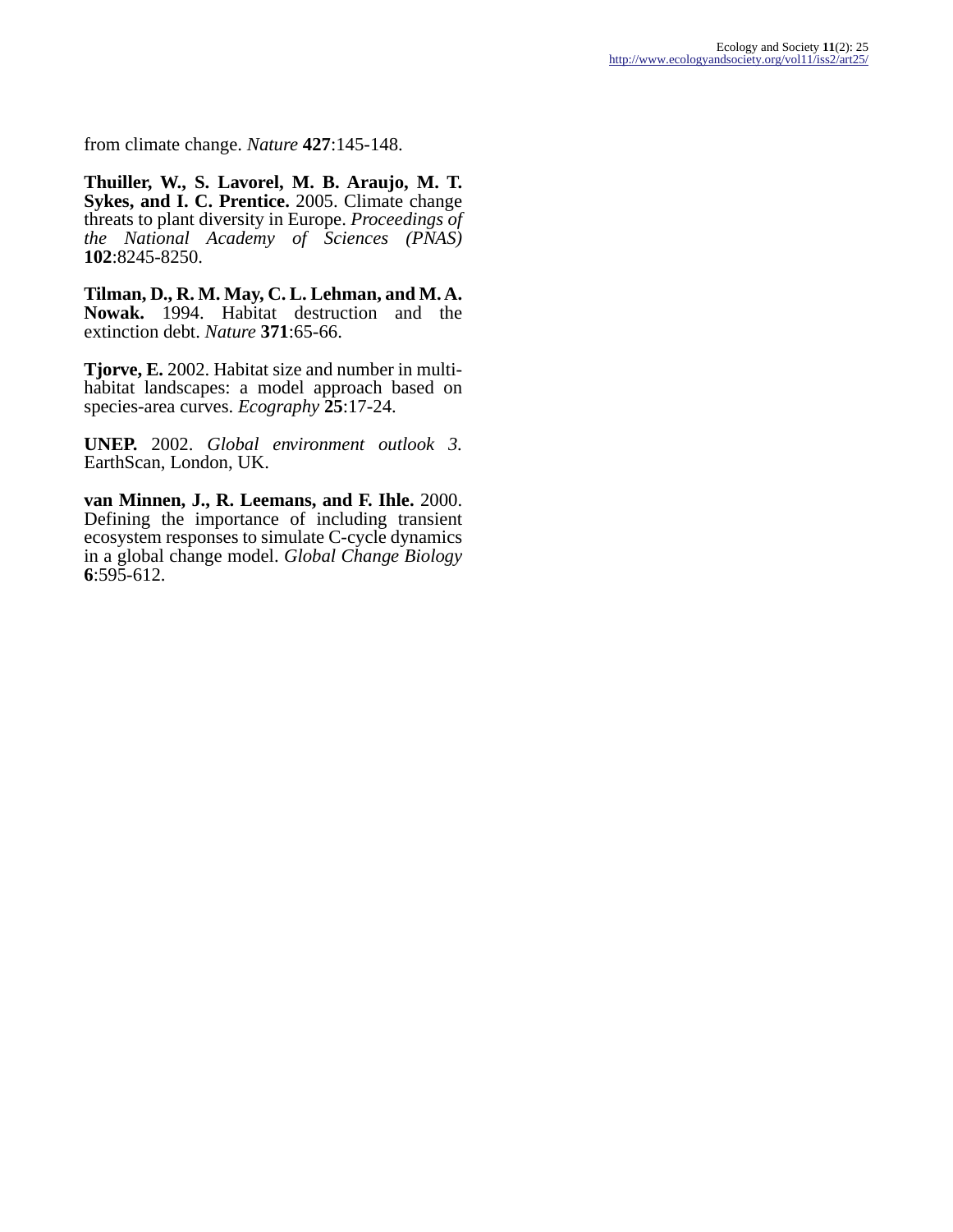from climate change. *Nature* **427**:145-148.

**Thuiller, W., S. Lavorel, M. B. Araujo, M. T. Sykes, and I. C. Prentice.** 2005. Climate change threats to plant diversity in Europe. *Proceedings of the National Academy of Sciences (PNAS)* **102**:8245-8250.

**Tilman, D., R. M. May, C. L. Lehman, and M. A. Nowak.** 1994. Habitat destruction and the extinction debt. *Nature* **371**:65-66.

**Tjorve, E.** 2002. Habitat size and number in multi-habitat landscapes: a model approach based on species-area curves. *Ecography* **25**:17-24.

**UNEP.** 2002. *Global environment outlook 3*. EarthScan, London, UK.

**van Minnen, J., R. Leemans, and F. Ihle.** 2000. Defining the importance of including transient ecosystem responses to simulate C-cycle dynamics in a global change model. *Global Change Biology* **6**:595-612.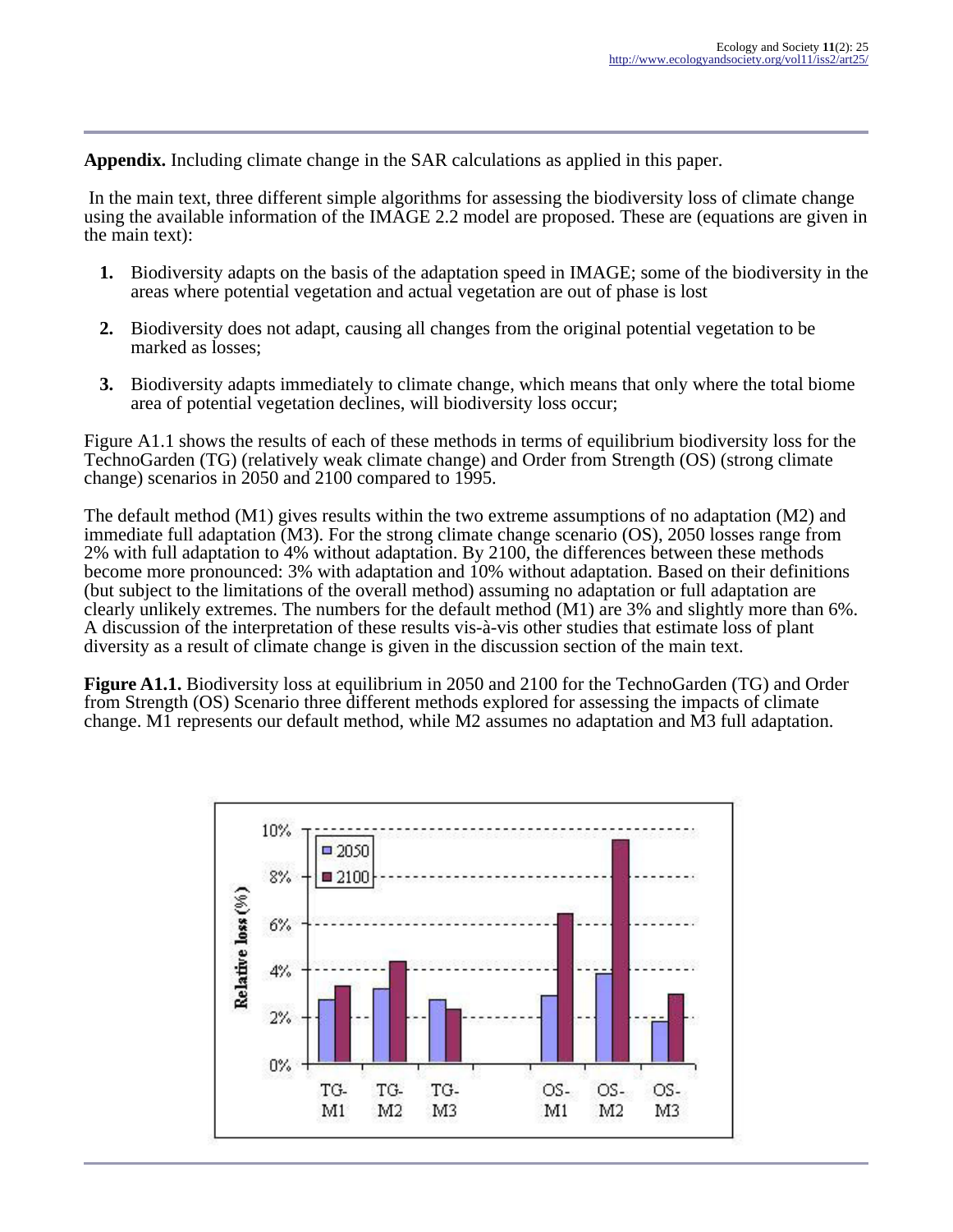**Appendix.** Including climate change in the SAR calculations as applied in this paper.

In the main text, three different simple algorithms for assessing the biodiversity loss of climate change using the available information of the IMAGE 2.2 model are proposed. These are (equations are given in the main text):

1. Biodiversity adapts on the basis of the adaptation speed in IMAGE; some of the biodiversity in the areas where potential vegetation and actual vegetation are out of phase is lost
2. Biodiversity does not adapt, causing all changes from the original potential vegetation to be marked as losses;
3. Biodiversity adapts immediately to climate change, which means that only where the total biome area of potential vegetation declines, will biodiversity loss occur;

Figure A1.1 shows the results of each of these methods in terms of equilibrium biodiversity loss for the TechnoGarden (TG) (relatively weak climate change) and Order from Strength (OS) (strong climate change) scenarios in 2050 and 2100 compared to 1995.

The default method (M1) gives results within the two extreme assumptions of no adaptation (M2) and immediate full adaptation (M3). For the strong climate change scenario (OS), 2050 losses range from 2% with full adaptation to 4% without adaptation. By 2100, the differences between these methods become more pronounced: 3% with adaptation and 10% without adaptation. Based on their definitions (but subject to the limitations of the overall method) assuming no adaptation or full adaptation are clearly unlikely extremes. The numbers for the default method (M1) are 3% and slightly more than 6%. A discussion of the interpretation of these results vis-à-vis other studies that estimate loss of plant diversity as a result of climate change is given in the discussion section of the main text.

**Figure A1.1.** Biodiversity loss at equilibrium in 2050 and 2100 for the TechnoGarden (TG) and Order from Strength (OS) Scenario three different methods explored for assessing the impacts of climate change. M1 represents our default method, while M2 assumes no adaptation and M3 full adaptation.

Relative loss (%)

10%
8%
6%
4%
2%
0%

2050
2100

TG-M1
TG-M2
TG-M3
OS-M1
OS-M2
OS-M3